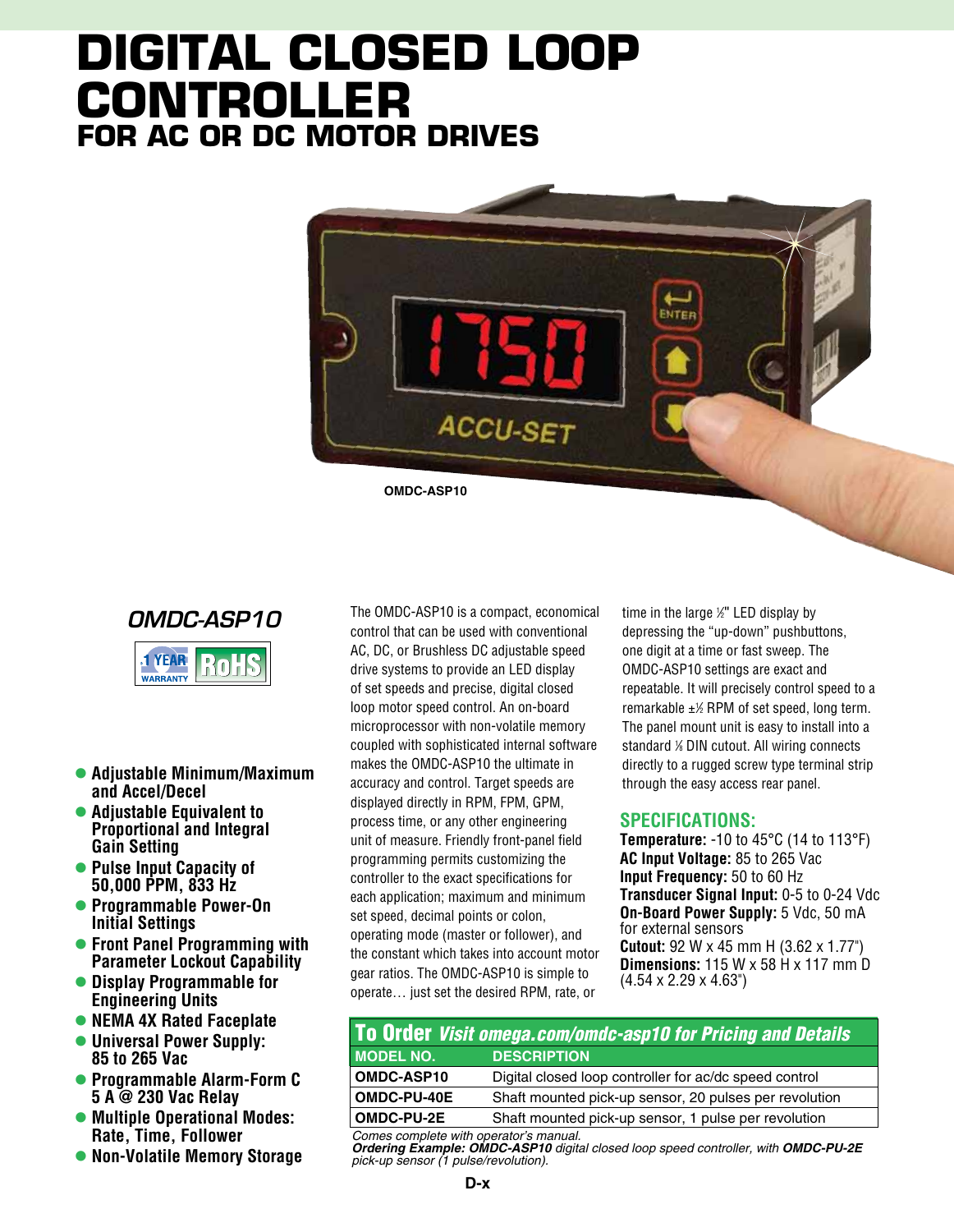# DIGITAL CLOSED LOOP CONTROLLER

## FOR AC OR DC MOTOR DRIVES

OMDC-ASP10

## *OMDC-ASP10*

1 YEAR WARRANTY · RoHS

- **Adjustable Minimum/Maximum and Accel/Decel**
- **Adjustable Equivalent to Proportional and Integral Gain Setting**
- **Pulse Input Capacity of 50,000 PPM, 833 Hz**
- **Programmable Power-On Initial Settings**
- **Front Panel Programming with Parameter Lockout Capability**
- **Display Programmable for Engineering Units**
- **NEMA 4X Rated Faceplate**
- **Universal Power Supply: 85 to 265 Vac**
- **Programmable Alarm-Form C 5 A @ 230 Vac Relay**
- **Multiple Operational Modes: Rate, Time, Follower**
- **Non-Volatile Memory Storage**

The OMDC-ASP10 is a compact, economical control that can be used with conventional AC, DC, or Brushless DC adjustable speed drive systems to provide an LED display of set speeds and precise, digital closed loop motor speed control. An on-board microprocessor with non-volatile memory coupled with sophisticated internal software makes the OMDC-ASP10 the ultimate in accuracy and control. Target speeds are displayed directly in RPM, FPM, GPM, process time, or any other engineering unit of measure. Friendly front-panel field programming permits customizing the controller to the exact specifications for each application; maximum and minimum set speed, decimal points or colon, operating mode (master or follower), and the constant which takes into account motor gear ratios. The OMDC-ASP10 is simple to operate… just set the desired RPM, rate, or time in the large ½" LED display by depressing the "up-down" pushbuttons, one digit at a time or fast sweep. The OMDC-ASP10 settings are exact and repeatable. It will precisely control speed to a remarkable ±½ RPM of set speed, long term. The panel mount unit is easy to install into a standard ⅛ DIN cutout. All wiring connects directly to a rugged screw type terminal strip through the easy access rear panel.

## SPECIFICATIONS:

**Temperature:** -10 to 45°C (14 to 113°F)
**AC Input Voltage:** 85 to 265 Vac
**Input Frequency:** 50 to 60 Hz
**Transducer Signal Input:** 0-5 to 0-24 Vdc
**On-Board Power Supply:** 5 Vdc, 50 mA for external sensors
**Cutout:** 92 W x 45 mm H (3.62 x 1.77")
**Dimensions:** 115 W x 58 H x 117 mm D (4.54 x 2.29 x 4.63")

**To Order** *Visit omega.com/omdc-asp10 for Pricing and Details*

| MODEL NO. | DESCRIPTION |
|---|---|
| OMDC-ASP10 | Digital closed loop controller for ac/dc speed control |
| OMDC-PU-40E | Shaft mounted pick-up sensor, 20 pulses per revolution |
| OMDC-PU-2E | Shaft mounted pick-up sensor, 1 pulse per revolution |

*Comes complete with operator's manual.*
***Ordering Example: OMDC-ASP10** digital closed loop speed controller, with **OMDC-PU-2E** pick-up sensor (1 pulse/revolution).*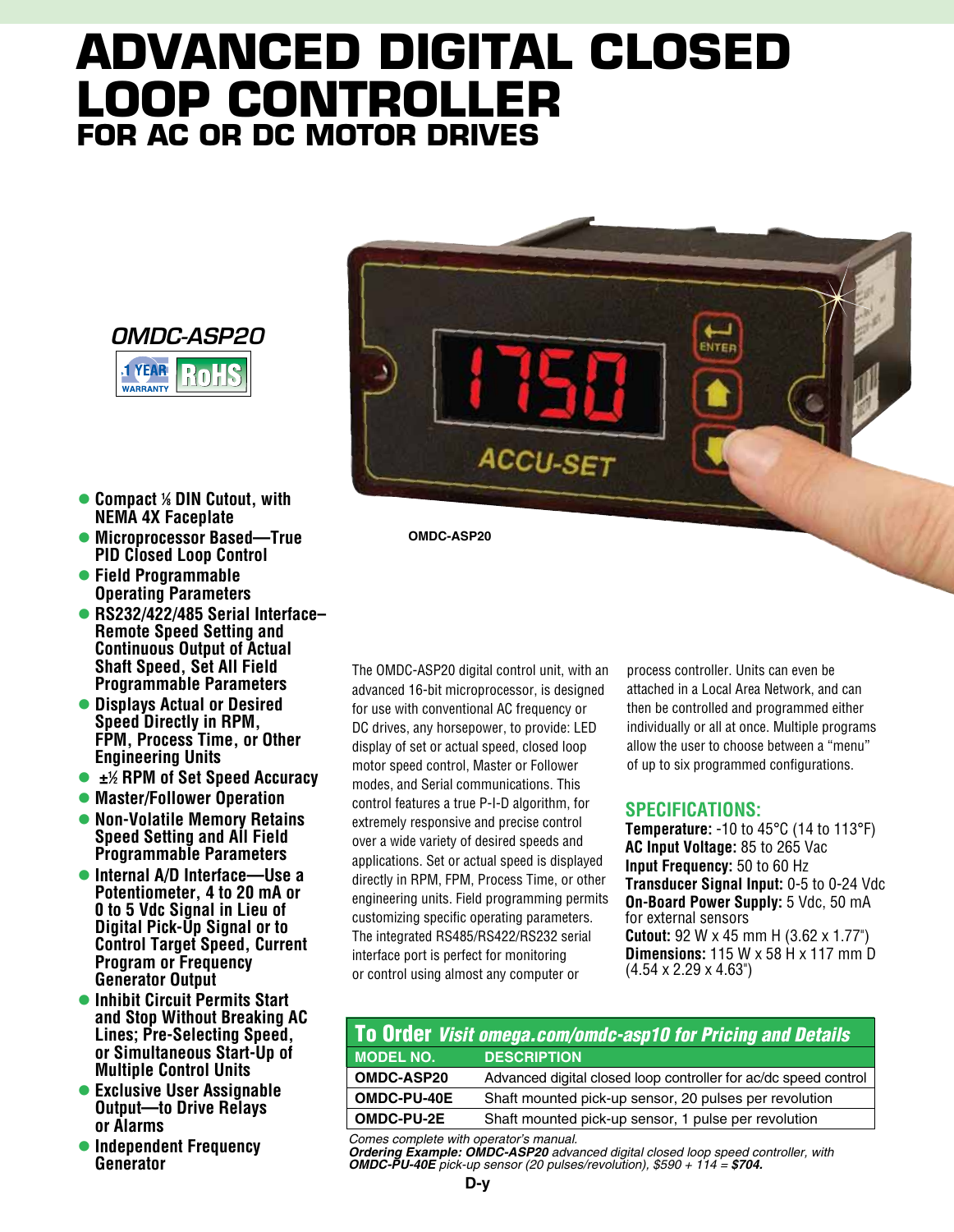# ADVANCED DIGITAL CLOSED LOOP CONTROLLER

## FOR AC OR DC MOTOR DRIVES

*OMDC-ASP20*

1 YEAR WARRANTY RoHS

OMDC-ASP20

- Compact ⅛ DIN Cutout, with NEMA 4X Faceplate
- Microprocessor Based—True PID Closed Loop Control
- Field Programmable Operating Parameters
- RS232/422/485 Serial Interface–Remote Speed Setting and Continuous Output of Actual Shaft Speed, Set All Field Programmable Parameters
- Displays Actual or Desired Speed Directly in RPM, FPM, Process Time, or Other Engineering Units
- ±½ RPM of Set Speed Accuracy
- Master/Follower Operation
- Non-Volatile Memory Retains Speed Setting and All Field Programmable Parameters
- Internal A/D Interface—Use a Potentiometer, 4 to 20 mA or 0 to 5 Vdc Signal in Lieu of Digital Pick-Up Signal or to Control Target Speed, Current Program or Frequency Generator Output
- Inhibit Circuit Permits Start and Stop Without Breaking AC Lines; Pre-Selecting Speed, or Simultaneous Start-Up of Multiple Control Units
- Exclusive User Assignable Output—to Drive Relays or Alarms
- Independent Frequency Generator

The OMDC-ASP20 digital control unit, with an advanced 16-bit microprocessor, is designed for use with conventional AC frequency or DC drives, any horsepower, to provide: LED display of set or actual speed, closed loop motor speed control, Master or Follower modes, and Serial communications. This control features a true P-I-D algorithm, for extremely responsive and precise control over a wide variety of desired speeds and applications. Set or actual speed is displayed directly in RPM, FPM, Process Time, or other engineering units. Field programming permits customizing specific operating parameters. The integrated RS485/RS422/RS232 serial interface port is perfect for monitoring or control using almost any computer or process controller. Units can even be attached in a Local Area Network, and can then be controlled and programmed either individually or all at once. Multiple programs allow the user to choose between a "menu" of up to six programmed configurations.

### SPECIFICATIONS:

**Temperature:** -10 to 45°C (14 to 113°F)
**AC Input Voltage:** 85 to 265 Vac
**Input Frequency:** 50 to 60 Hz
**Transducer Signal Input:** 0-5 to 0-24 Vdc
**On-Board Power Supply:** 5 Vdc, 50 mA for external sensors
**Cutout:** 92 W x 45 mm H (3.62 x 1.77")
**Dimensions:** 115 W x 58 H x 117 mm D (4.54 x 2.29 x 4.63")

**To Order** *Visit omega.com/omdc-asp10 for Pricing and Details*

| MODEL NO. | DESCRIPTION |
|---|---|
| OMDC-ASP20 | Advanced digital closed loop controller for ac/dc speed control |
| OMDC-PU-40E | Shaft mounted pick-up sensor, 20 pulses per revolution |
| OMDC-PU-2E | Shaft mounted pick-up sensor, 1 pulse per revolution |

*Comes complete with operator's manual.*
***Ordering Example: OMDC-ASP20** advanced digital closed loop speed controller, with **OMDC-PU-40E** pick-up sensor (20 pulses/revolution), $590 + 114 = **$704.***